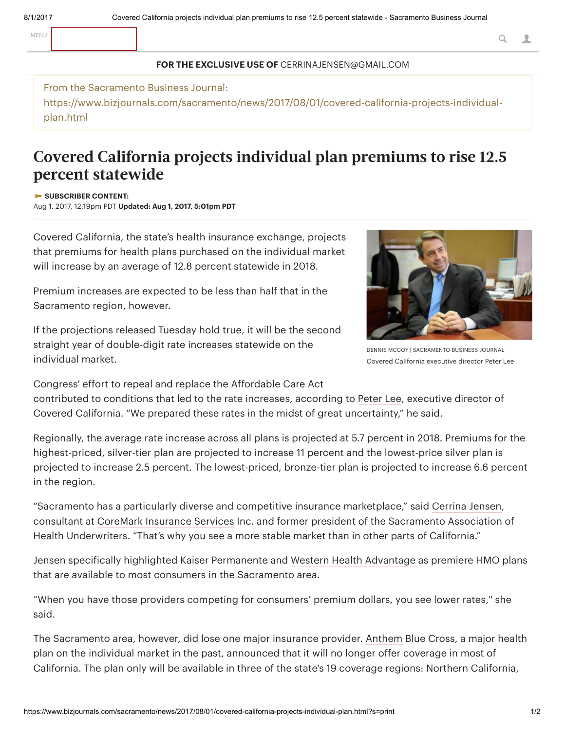FOR THE EXCLUSIVE USE OF CERRINAJENSEN@GMAIL.COM

From the Sacramento Business Journal:
https://www.bizjournals.com/sacramento/news/2017/08/01/covered-california-projects-individual-plan.html

# Covered California projects individual plan premiums to rise 12.5 percent statewide

**SUBSCRIBER CONTENT:**
Aug 1, 2017, 12:19pm PDT **Updated: Aug 1, 2017, 5:01pm PDT**

Covered California, the state's health insurance exchange, projects that premiums for health plans purchased on the individual market will increase by an average of 12.8 percent statewide in 2018.

Premium increases are expected to be less than half that in the Sacramento region, however.

If the projections released Tuesday hold true, it will be the second straight year of double-digit rate increases statewide on the individual market.

DENNIS MCCOY | SACRAMENTO BUSINESS JOURNAL
Covered California executive director Peter Lee

Congress' effort to repeal and replace the Affordable Care Act contributed to conditions that led to the rate increases, according to Peter Lee, executive director of Covered California. "We prepared these rates in the midst of great uncertainty," he said.

Regionally, the average rate increase across all plans is projected at 5.7 percent in 2018. Premiums for the highest-priced, silver-tier plan are projected to increase 11 percent and the lowest-price silver plan is projected to increase 2.5 percent. The lowest-priced, bronze-tier plan is projected to increase 6.6 percent in the region.

"Sacramento has a particularly diverse and competitive insurance marketplace," said Cerrina Jensen, consultant at CoreMark Insurance Services Inc. and former president of the Sacramento Association of Health Underwriters. "That's why you see a more stable market than in other parts of California."

Jensen specifically highlighted Kaiser Permanente and Western Health Advantage as premiere HMO plans that are available to most consumers in the Sacramento area.

"When you have those providers competing for consumers' premium dollars, you see lower rates," she said.

The Sacramento area, however, did lose one major insurance provider. Anthem Blue Cross, a major health plan on the individual market in the past, announced that it will no longer offer coverage in most of California. The plan only will be available in three of the state's 19 coverage regions: Northern California,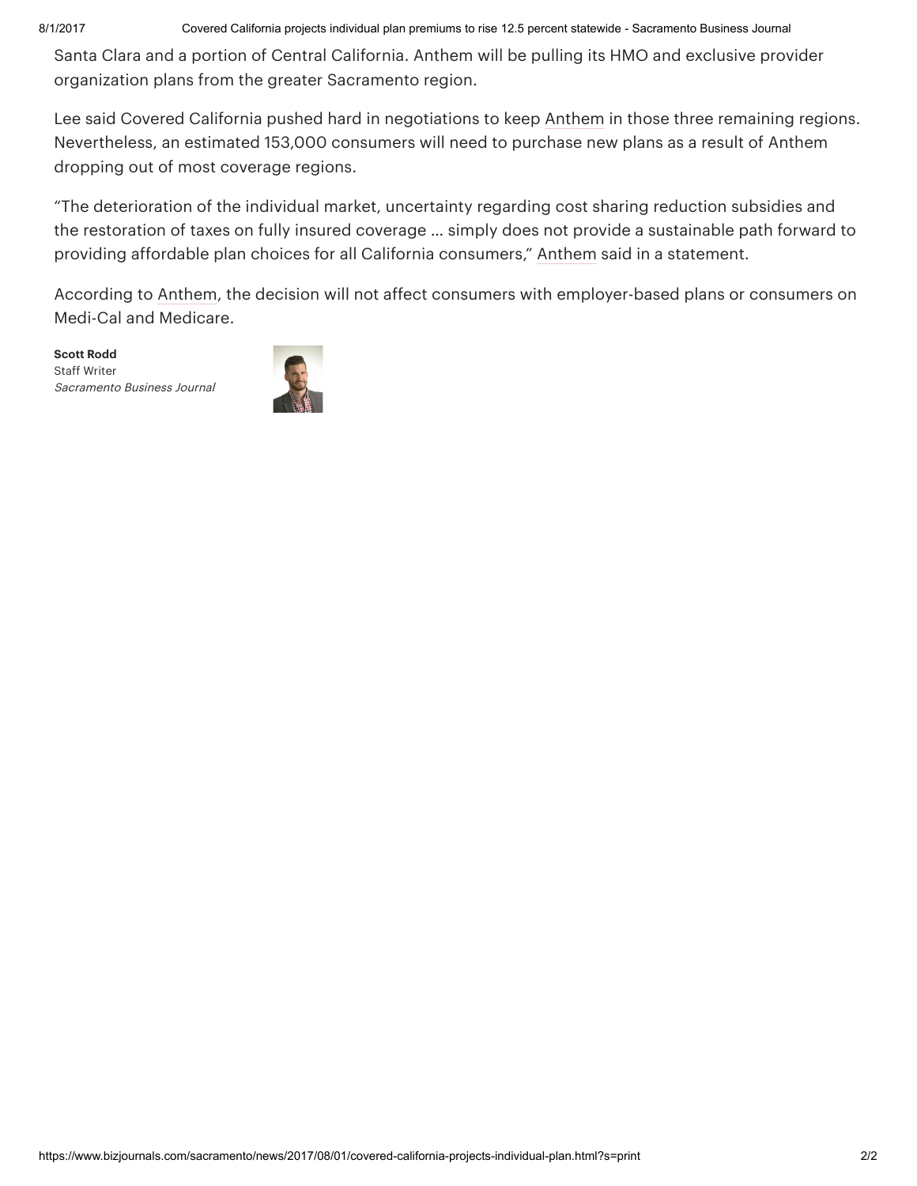Santa Clara and a portion of Central California. Anthem will be pulling its HMO and exclusive provider organization plans from the greater Sacramento region.

Lee said Covered California pushed hard in negotiations to keep Anthem in those three remaining regions. Nevertheless, an estimated 153,000 consumers will need to purchase new plans as a result of Anthem dropping out of most coverage regions.

“The deterioration of the individual market, uncertainty regarding cost sharing reduction subsidies and the restoration of taxes on fully insured coverage ... simply does not provide a sustainable path forward to providing affordable plan choices for all California consumers,” Anthem said in a statement.

According to Anthem, the decision will not affect consumers with employer-based plans or consumers on Medi-Cal and Medicare.

**Scott Rodd**
Staff Writer
*Sacramento Business Journal*